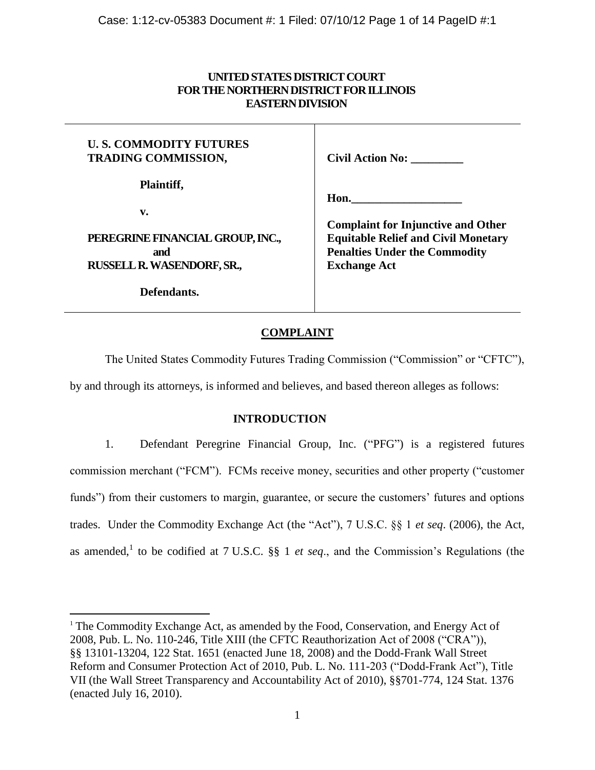**UNITED STATES DISTRICT COURT**
**FOR THE NORTHERN DISTRICT FOR ILLINOIS**
**EASTERN DIVISION**

| | |
|---|---|
| **U. S. COMMODITY FUTURES TRADING COMMISSION,**<br><br>**Plaintiff,**<br><br>**v.**<br><br>**PEREGRINE FINANCIAL GROUP, INC.,**<br>**and**<br>**RUSSELL R. WASENDORF, SR.,**<br><br>**Defendants.** | **Civil Action No: _________**<br><br>**Hon.___________________**<br><br>**Complaint for Injunctive and Other Equitable Relief and Civil Monetary Penalties Under the Commodity Exchange Act** |

## COMPLAINT

The United States Commodity Futures Trading Commission ("Commission" or "CFTC"), by and through its attorneys, is informed and believes, and based thereon alleges as follows:

### INTRODUCTION

1. Defendant Peregrine Financial Group, Inc. ("PFG") is a registered futures commission merchant ("FCM"). FCMs receive money, securities and other property ("customer funds") from their customers to margin, guarantee, or secure the customers' futures and options trades. Under the Commodity Exchange Act (the "Act"), 7 U.S.C. §§ 1 *et seq*. (2006), the Act, as amended,[1] to be codified at 7 U.S.C. §§ 1 *et seq*., and the Commission's Regulations (the

---

[1] The Commodity Exchange Act, as amended by the Food, Conservation, and Energy Act of 2008, Pub. L. No. 110-246, Title XIII (the CFTC Reauthorization Act of 2008 ("CRA")), §§ 13101-13204, 122 Stat. 1651 (enacted June 18, 2008) and the Dodd-Frank Wall Street Reform and Consumer Protection Act of 2010, Pub. L. No. 111-203 ("Dodd-Frank Act"), Title VII (the Wall Street Transparency and Accountability Act of 2010), §§701-774, 124 Stat. 1376 (enacted July 16, 2010).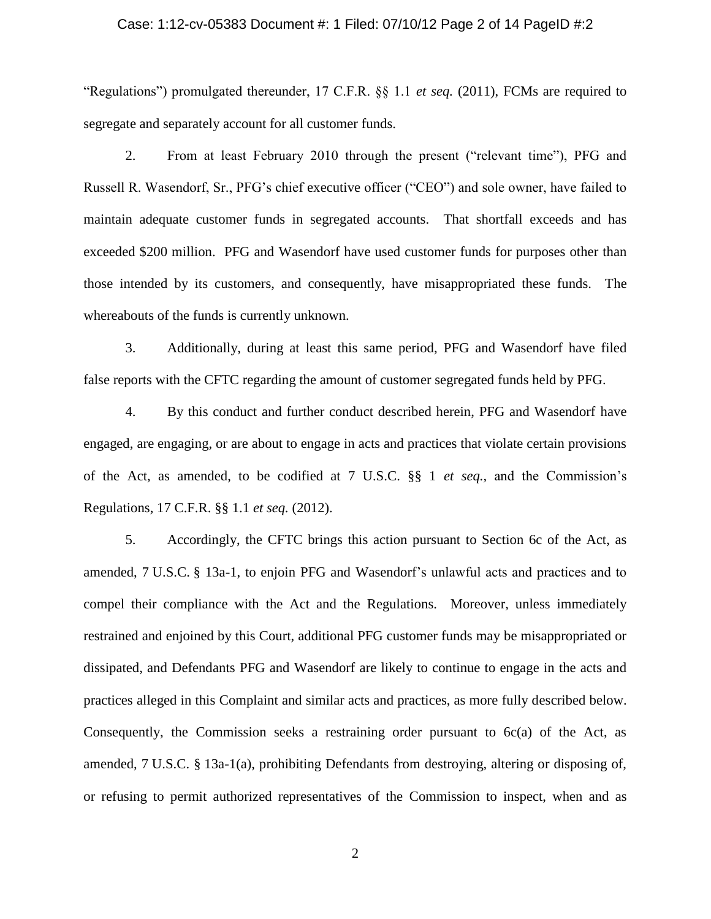"Regulations") promulgated thereunder, 17 C.F.R. §§ 1.1 *et seq.* (2011), FCMs are required to segregate and separately account for all customer funds.

2. From at least February 2010 through the present ("relevant time"), PFG and Russell R. Wasendorf, Sr., PFG's chief executive officer ("CEO") and sole owner, have failed to maintain adequate customer funds in segregated accounts. That shortfall exceeds and has exceeded $200 million. PFG and Wasendorf have used customer funds for purposes other than those intended by its customers, and consequently, have misappropriated these funds. The whereabouts of the funds is currently unknown.

3. Additionally, during at least this same period, PFG and Wasendorf have filed false reports with the CFTC regarding the amount of customer segregated funds held by PFG.

4. By this conduct and further conduct described herein, PFG and Wasendorf have engaged, are engaging, or are about to engage in acts and practices that violate certain provisions of the Act, as amended, to be codified at 7 U.S.C. §§ 1 *et seq.,* and the Commission's Regulations, 17 C.F.R. §§ 1.1 *et seq.* (2012).

5. Accordingly, the CFTC brings this action pursuant to Section 6c of the Act, as amended, 7 U.S.C. § 13a-1, to enjoin PFG and Wasendorf's unlawful acts and practices and to compel their compliance with the Act and the Regulations. Moreover, unless immediately restrained and enjoined by this Court, additional PFG customer funds may be misappropriated or dissipated, and Defendants PFG and Wasendorf are likely to continue to engage in the acts and practices alleged in this Complaint and similar acts and practices, as more fully described below. Consequently, the Commission seeks a restraining order pursuant to 6c(a) of the Act, as amended, 7 U.S.C. § 13a-1(a), prohibiting Defendants from destroying, altering or disposing of, or refusing to permit authorized representatives of the Commission to inspect, when and as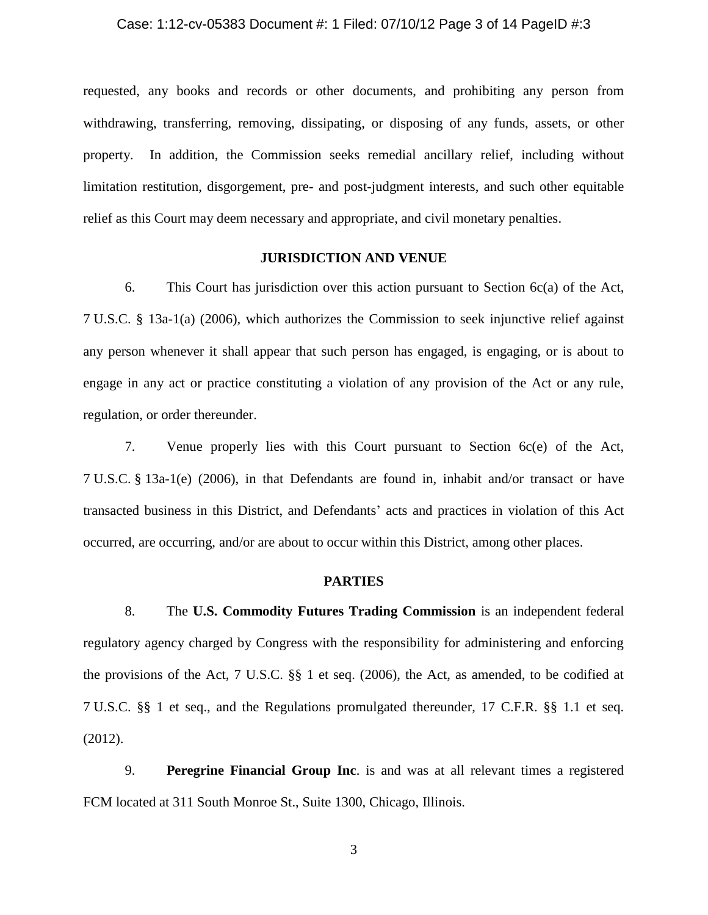requested, any books and records or other documents, and prohibiting any person from withdrawing, transferring, removing, dissipating, or disposing of any funds, assets, or other property. In addition, the Commission seeks remedial ancillary relief, including without limitation restitution, disgorgement, pre- and post-judgment interests, and such other equitable relief as this Court may deem necessary and appropriate, and civil monetary penalties.

## JURISDICTION AND VENUE

6. This Court has jurisdiction over this action pursuant to Section 6c(a) of the Act, 7 U.S.C. § 13a-1(a) (2006), which authorizes the Commission to seek injunctive relief against any person whenever it shall appear that such person has engaged, is engaging, or is about to engage in any act or practice constituting a violation of any provision of the Act or any rule, regulation, or order thereunder.

7. Venue properly lies with this Court pursuant to Section 6c(e) of the Act, 7 U.S.C. § 13a-1(e) (2006), in that Defendants are found in, inhabit and/or transact or have transacted business in this District, and Defendants' acts and practices in violation of this Act occurred, are occurring, and/or are about to occur within this District, among other places.

## PARTIES

8. The **U.S. Commodity Futures Trading Commission** is an independent federal regulatory agency charged by Congress with the responsibility for administering and enforcing the provisions of the Act, 7 U.S.C. §§ 1 et seq. (2006), the Act, as amended, to be codified at 7 U.S.C. §§ 1 et seq., and the Regulations promulgated thereunder, 17 C.F.R. §§ 1.1 et seq. (2012).

9. **Peregrine Financial Group Inc**. is and was at all relevant times a registered FCM located at 311 South Monroe St., Suite 1300, Chicago, Illinois.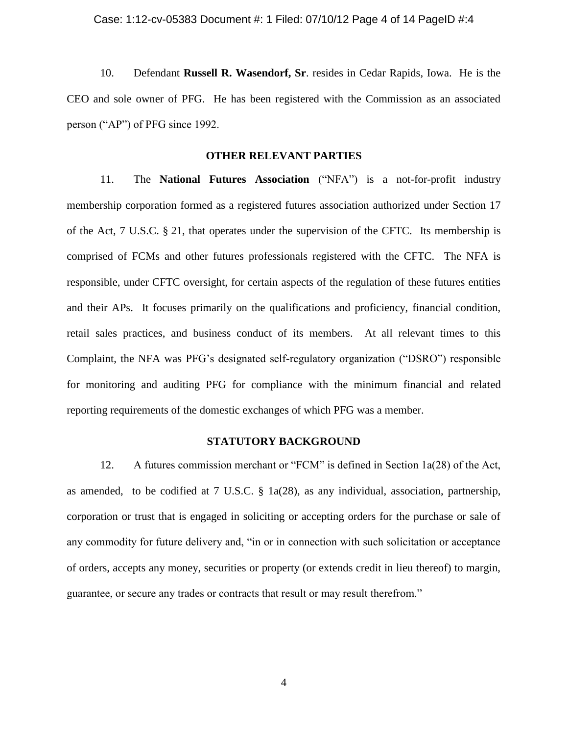10. Defendant **Russell R. Wasendorf, Sr**. resides in Cedar Rapids, Iowa. He is the CEO and sole owner of PFG. He has been registered with the Commission as an associated person ("AP") of PFG since 1992.

## OTHER RELEVANT PARTIES

11. The **National Futures Association** ("NFA") is a not-for-profit industry membership corporation formed as a registered futures association authorized under Section 17 of the Act, 7 U.S.C. § 21, that operates under the supervision of the CFTC. Its membership is comprised of FCMs and other futures professionals registered with the CFTC. The NFA is responsible, under CFTC oversight, for certain aspects of the regulation of these futures entities and their APs. It focuses primarily on the qualifications and proficiency, financial condition, retail sales practices, and business conduct of its members. At all relevant times to this Complaint, the NFA was PFG's designated self-regulatory organization ("DSRO") responsible for monitoring and auditing PFG for compliance with the minimum financial and related reporting requirements of the domestic exchanges of which PFG was a member.

## STATUTORY BACKGROUND

12. A futures commission merchant or "FCM" is defined in Section 1a(28) of the Act, as amended, to be codified at 7 U.S.C. § 1a(28), as any individual, association, partnership, corporation or trust that is engaged in soliciting or accepting orders for the purchase or sale of any commodity for future delivery and, "in or in connection with such solicitation or acceptance of orders, accepts any money, securities or property (or extends credit in lieu thereof) to margin, guarantee, or secure any trades or contracts that result or may result therefrom."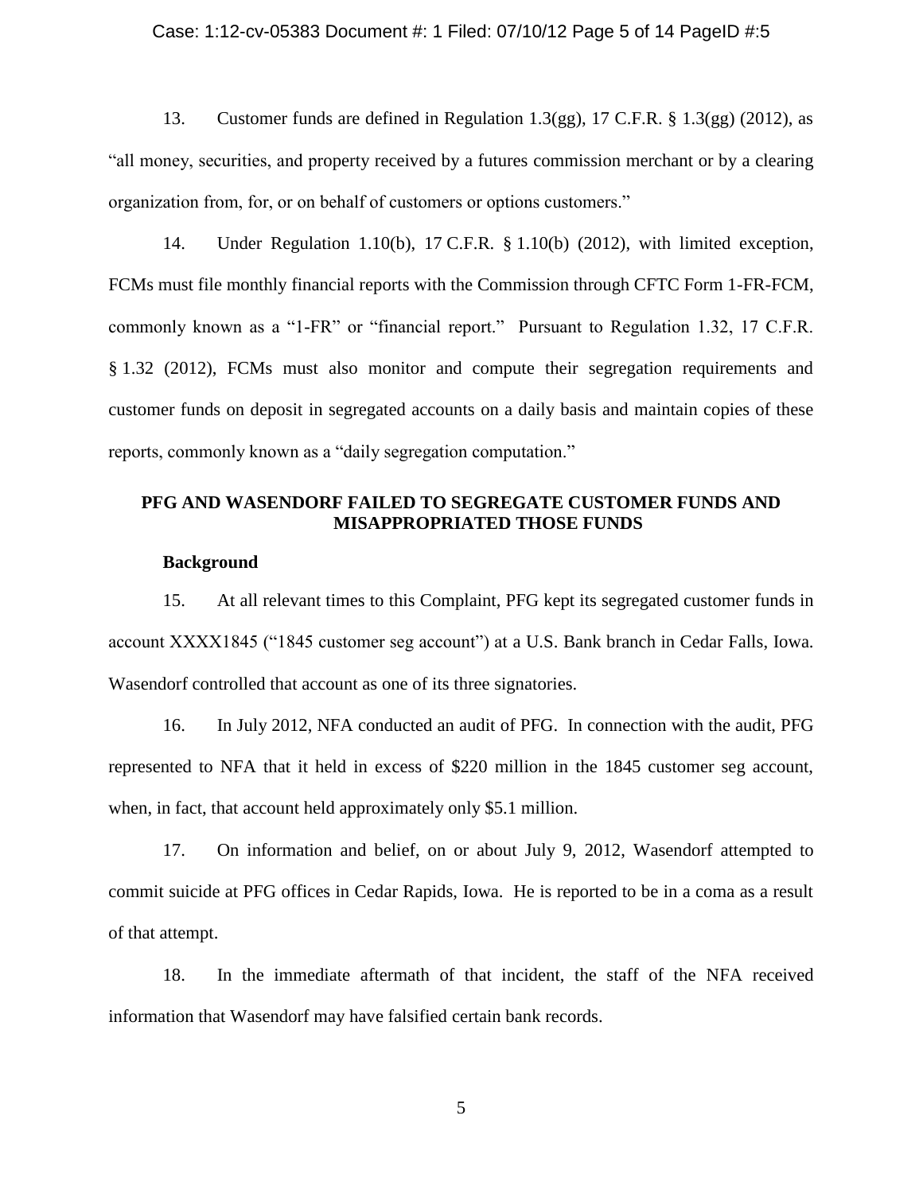13. Customer funds are defined in Regulation 1.3(gg), 17 C.F.R. § 1.3(gg) (2012), as "all money, securities, and property received by a futures commission merchant or by a clearing organization from, for, or on behalf of customers or options customers."

14. Under Regulation 1.10(b), 17 C.F.R. § 1.10(b) (2012), with limited exception, FCMs must file monthly financial reports with the Commission through CFTC Form 1-FR-FCM, commonly known as a "1-FR" or "financial report." Pursuant to Regulation 1.32, 17 C.F.R. § 1.32 (2012), FCMs must also monitor and compute their segregation requirements and customer funds on deposit in segregated accounts on a daily basis and maintain copies of these reports, commonly known as a "daily segregation computation."

## PFG AND WASENDORF FAILED TO SEGREGATE CUSTOMER FUNDS AND MISAPPROPRIATED THOSE FUNDS

### Background

15. At all relevant times to this Complaint, PFG kept its segregated customer funds in account XXXX1845 ("1845 customer seg account") at a U.S. Bank branch in Cedar Falls, Iowa. Wasendorf controlled that account as one of its three signatories.

16. In July 2012, NFA conducted an audit of PFG. In connection with the audit, PFG represented to NFA that it held in excess of $220 million in the 1845 customer seg account, when, in fact, that account held approximately only $5.1 million.

17. On information and belief, on or about July 9, 2012, Wasendorf attempted to commit suicide at PFG offices in Cedar Rapids, Iowa. He is reported to be in a coma as a result of that attempt.

18. In the immediate aftermath of that incident, the staff of the NFA received information that Wasendorf may have falsified certain bank records.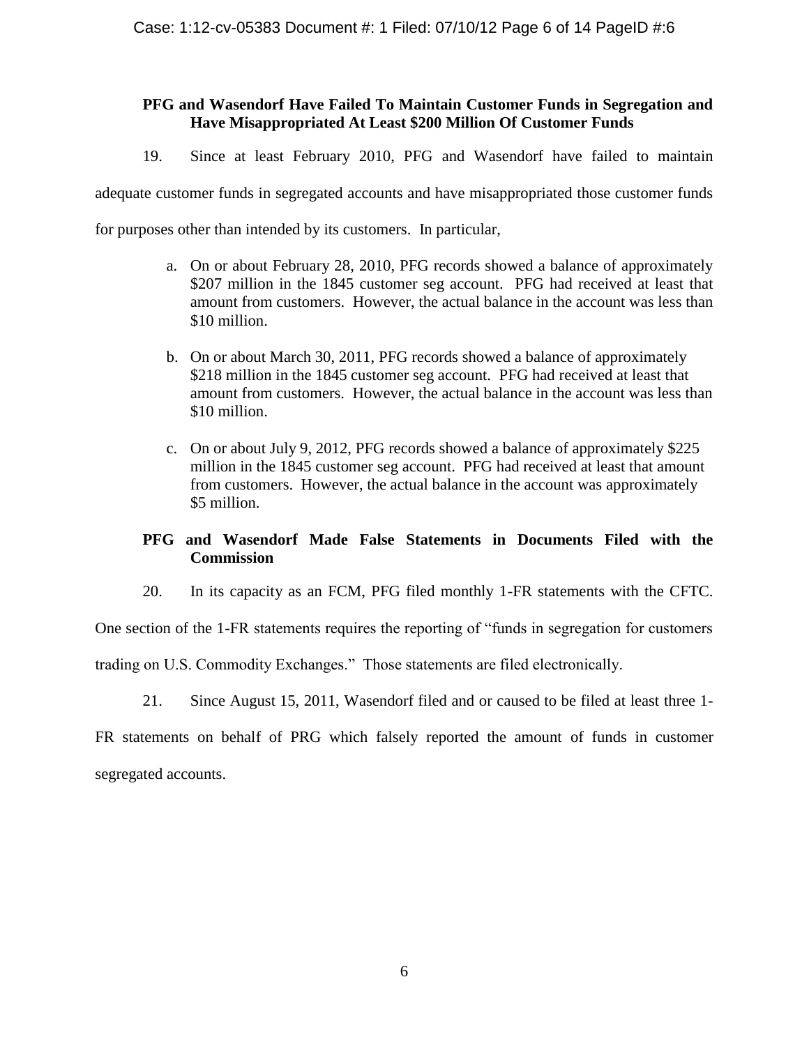### PFG and Wasendorf Have Failed To Maintain Customer Funds in Segregation and Have Misappropriated At Least $200 Million Of Customer Funds

19. Since at least February 2010, PFG and Wasendorf have failed to maintain adequate customer funds in segregated accounts and have misappropriated those customer funds for purposes other than intended by its customers. In particular,

a. On or about February 28, 2010, PFG records showed a balance of approximately $207 million in the 1845 customer seg account. PFG had received at least that amount from customers. However, the actual balance in the account was less than $10 million.

b. On or about March 30, 2011, PFG records showed a balance of approximately $218 million in the 1845 customer seg account. PFG had received at least that amount from customers. However, the actual balance in the account was less than $10 million.

c. On or about July 9, 2012, PFG records showed a balance of approximately $225 million in the 1845 customer seg account. PFG had received at least that amount from customers. However, the actual balance in the account was approximately $5 million.

### PFG and Wasendorf Made False Statements in Documents Filed with the Commission

20. In its capacity as an FCM, PFG filed monthly 1-FR statements with the CFTC. One section of the 1-FR statements requires the reporting of "funds in segregation for customers trading on U.S. Commodity Exchanges." Those statements are filed electronically.

21. Since August 15, 2011, Wasendorf filed and or caused to be filed at least three 1-FR statements on behalf of PRG which falsely reported the amount of funds in customer segregated accounts.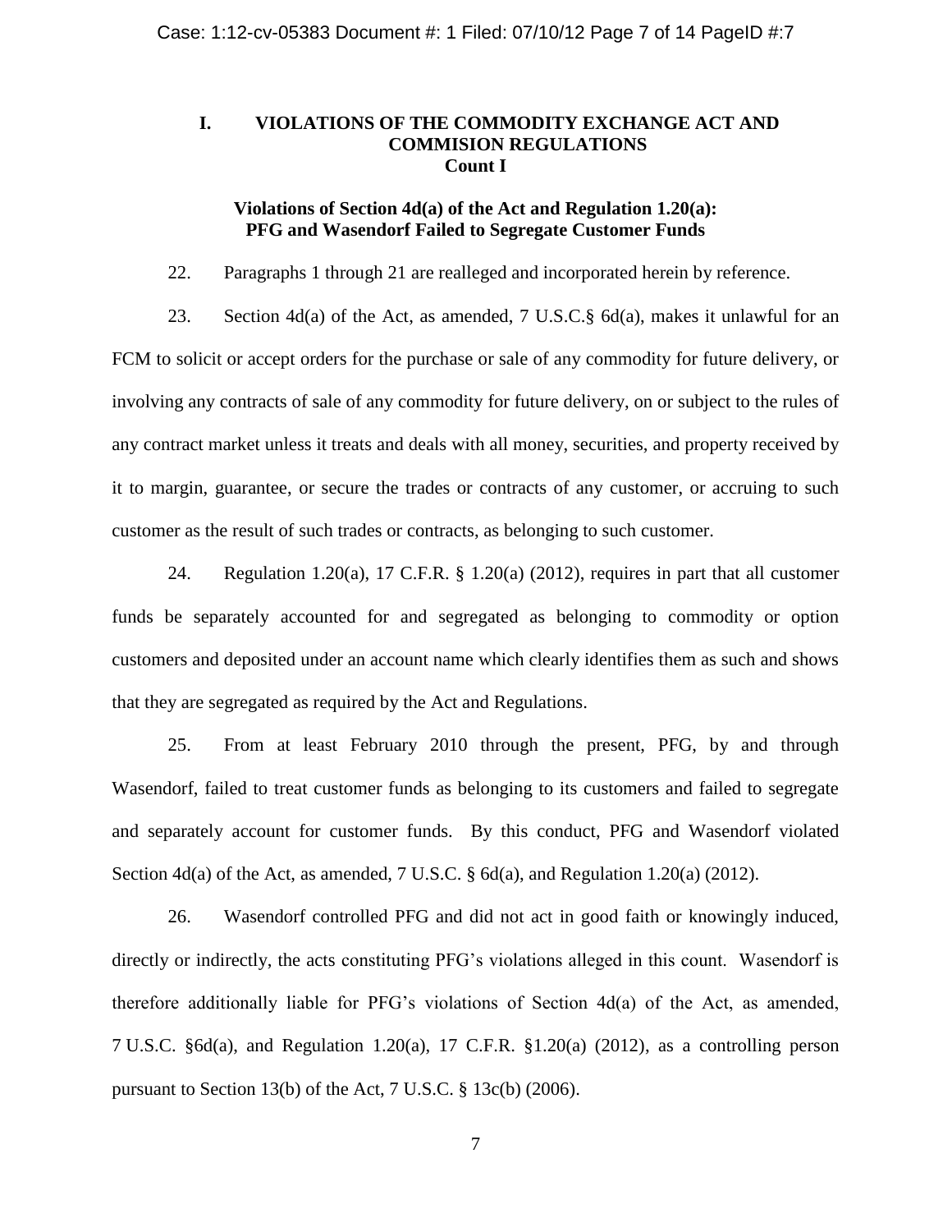## I. VIOLATIONS OF THE COMMODITY EXCHANGE ACT AND COMMISION REGULATIONS

### Count I

### Violations of Section 4d(a) of the Act and Regulation 1.20(a): PFG and Wasendorf Failed to Segregate Customer Funds

22. Paragraphs 1 through 21 are realleged and incorporated herein by reference.

23. Section 4d(a) of the Act, as amended, 7 U.S.C.§ 6d(a), makes it unlawful for an FCM to solicit or accept orders for the purchase or sale of any commodity for future delivery, or involving any contracts of sale of any commodity for future delivery, on or subject to the rules of any contract market unless it treats and deals with all money, securities, and property received by it to margin, guarantee, or secure the trades or contracts of any customer, or accruing to such customer as the result of such trades or contracts, as belonging to such customer.

24. Regulation 1.20(a), 17 C.F.R. § 1.20(a) (2012), requires in part that all customer funds be separately accounted for and segregated as belonging to commodity or option customers and deposited under an account name which clearly identifies them as such and shows that they are segregated as required by the Act and Regulations.

25. From at least February 2010 through the present, PFG, by and through Wasendorf, failed to treat customer funds as belonging to its customers and failed to segregate and separately account for customer funds. By this conduct, PFG and Wasendorf violated Section 4d(a) of the Act, as amended, 7 U.S.C. § 6d(a), and Regulation 1.20(a) (2012).

26. Wasendorf controlled PFG and did not act in good faith or knowingly induced, directly or indirectly, the acts constituting PFG's violations alleged in this count. Wasendorf is therefore additionally liable for PFG's violations of Section 4d(a) of the Act, as amended, 7 U.S.C. §6d(a), and Regulation 1.20(a), 17 C.F.R. §1.20(a) (2012), as a controlling person pursuant to Section 13(b) of the Act, 7 U.S.C. § 13c(b) (2006).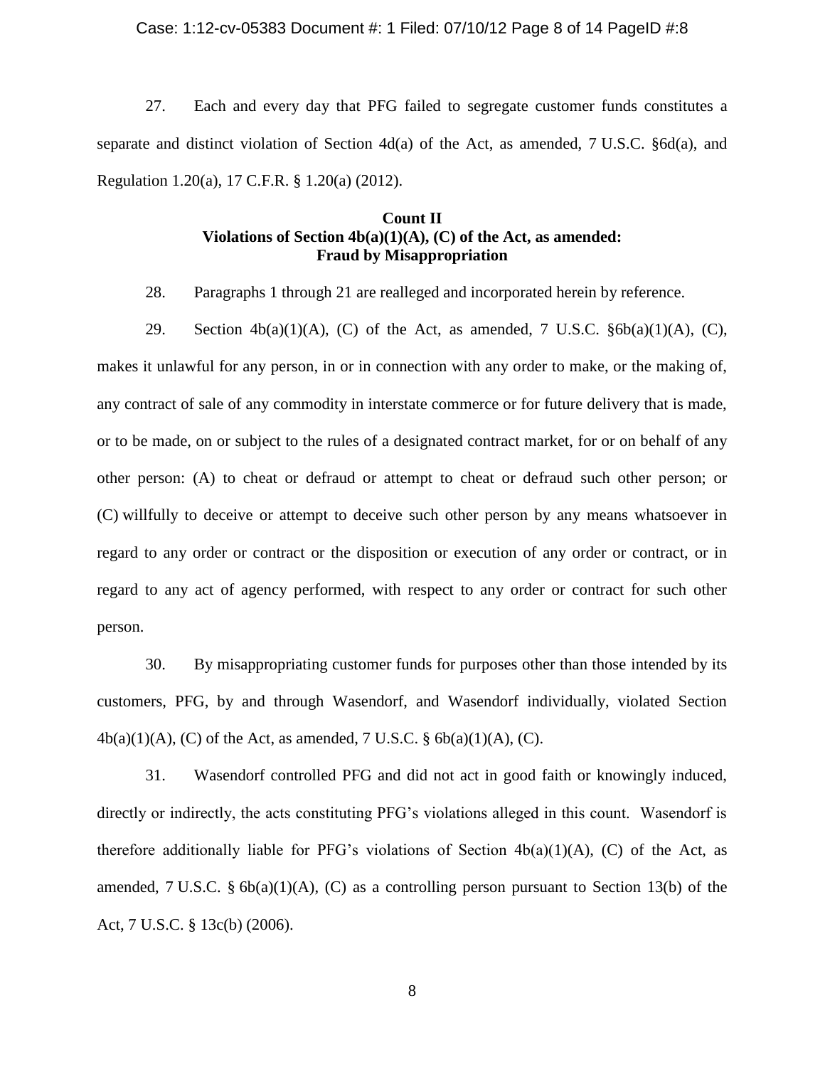27. Each and every day that PFG failed to segregate customer funds constitutes a separate and distinct violation of Section 4d(a) of the Act, as amended, 7 U.S.C. §6d(a), and Regulation 1.20(a), 17 C.F.R. § 1.20(a) (2012).

**Count II**
**Violations of Section 4b(a)(1)(A), (C) of the Act, as amended:**
**Fraud by Misappropriation**

28. Paragraphs 1 through 21 are realleged and incorporated herein by reference.

29. Section 4b(a)(1)(A), (C) of the Act, as amended, 7 U.S.C. §6b(a)(1)(A), (C), makes it unlawful for any person, in or in connection with any order to make, or the making of, any contract of sale of any commodity in interstate commerce or for future delivery that is made, or to be made, on or subject to the rules of a designated contract market, for or on behalf of any other person: (A) to cheat or defraud or attempt to cheat or defraud such other person; or (C) willfully to deceive or attempt to deceive such other person by any means whatsoever in regard to any order or contract or the disposition or execution of any order or contract, or in regard to any act of agency performed, with respect to any order or contract for such other person.

30. By misappropriating customer funds for purposes other than those intended by its customers, PFG, by and through Wasendorf, and Wasendorf individually, violated Section 4b(a)(1)(A), (C) of the Act, as amended, 7 U.S.C. § 6b(a)(1)(A), (C).

31. Wasendorf controlled PFG and did not act in good faith or knowingly induced, directly or indirectly, the acts constituting PFG's violations alleged in this count. Wasendorf is therefore additionally liable for PFG's violations of Section 4b(a)(1)(A), (C) of the Act, as amended, 7 U.S.C. § 6b(a)(1)(A), (C) as a controlling person pursuant to Section 13(b) of the Act, 7 U.S.C. § 13c(b) (2006).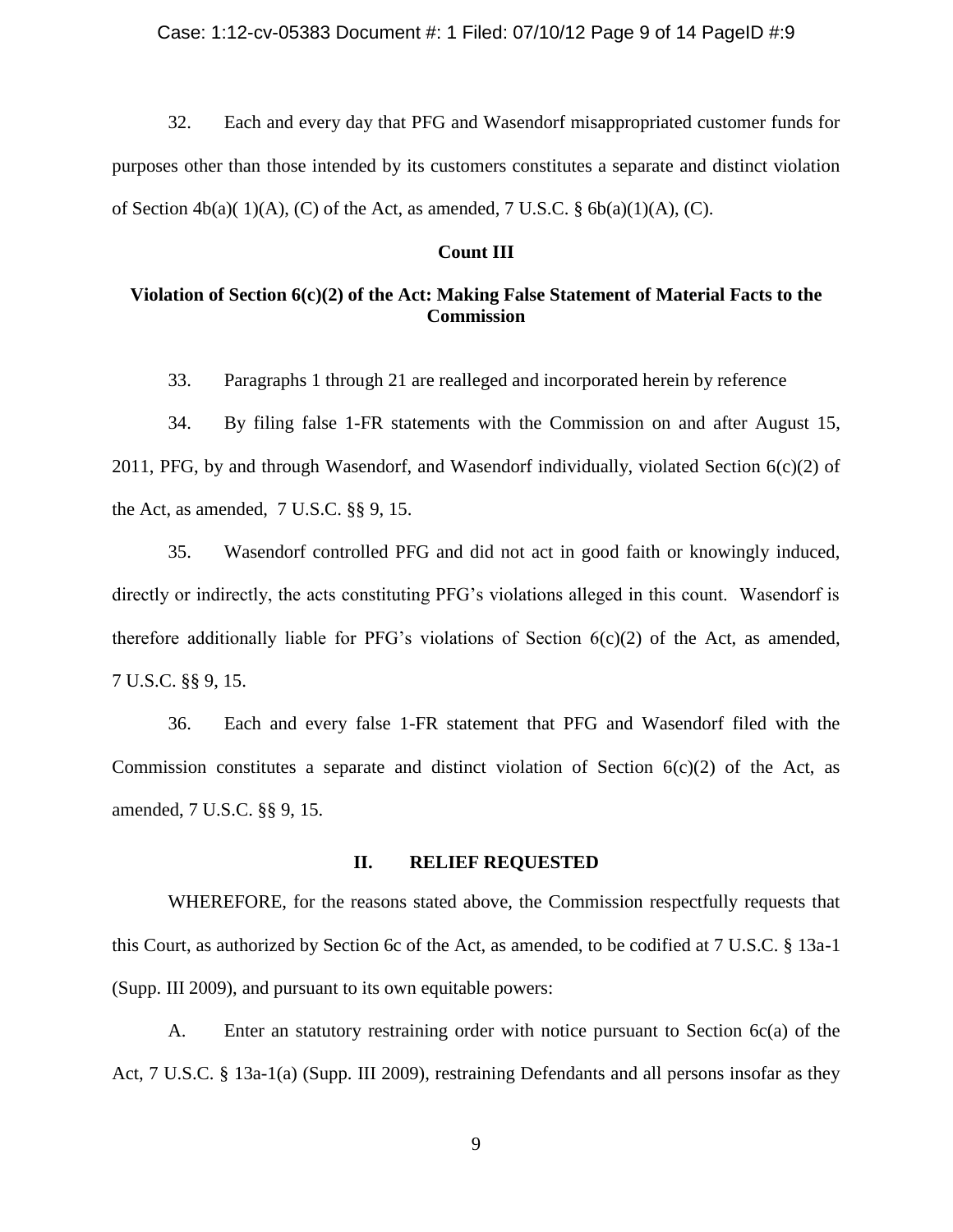32. Each and every day that PFG and Wasendorf misappropriated customer funds for purposes other than those intended by its customers constitutes a separate and distinct violation of Section 4b(a)( 1)(A), (C) of the Act, as amended, 7 U.S.C. § 6b(a)(1)(A), (C).

**Count III**

**Violation of Section 6(c)(2) of the Act: Making False Statement of Material Facts to the Commission**

33. Paragraphs 1 through 21 are realleged and incorporated herein by reference

34. By filing false 1-FR statements with the Commission on and after August 15, 2011, PFG, by and through Wasendorf, and Wasendorf individually, violated Section 6(c)(2) of the Act, as amended, 7 U.S.C. §§ 9, 15.

35. Wasendorf controlled PFG and did not act in good faith or knowingly induced, directly or indirectly, the acts constituting PFG's violations alleged in this count. Wasendorf is therefore additionally liable for PFG's violations of Section 6(c)(2) of the Act, as amended, 7 U.S.C. §§ 9, 15.

36. Each and every false 1-FR statement that PFG and Wasendorf filed with the Commission constitutes a separate and distinct violation of Section 6(c)(2) of the Act, as amended, 7 U.S.C. §§ 9, 15.

## II. RELIEF REQUESTED

WHEREFORE, for the reasons stated above, the Commission respectfully requests that this Court, as authorized by Section 6c of the Act, as amended, to be codified at 7 U.S.C. § 13a-1 (Supp. III 2009), and pursuant to its own equitable powers:

A. Enter an statutory restraining order with notice pursuant to Section 6c(a) of the Act, 7 U.S.C. § 13a-1(a) (Supp. III 2009), restraining Defendants and all persons insofar as they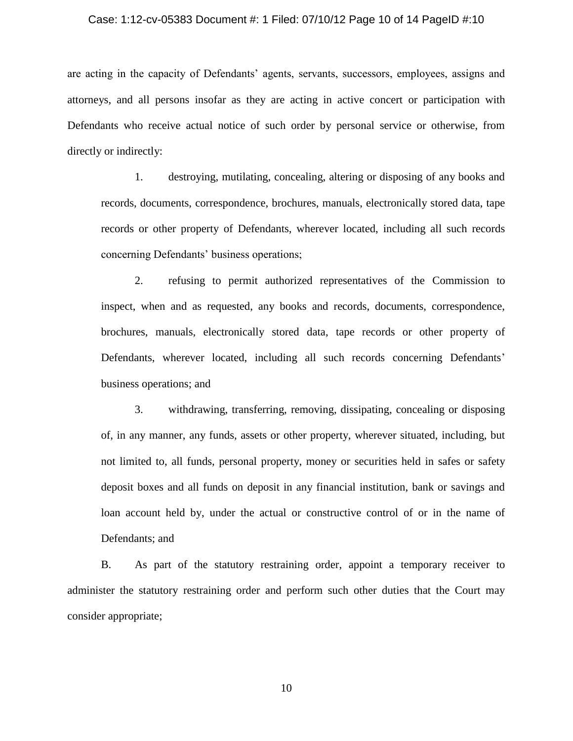are acting in the capacity of Defendants' agents, servants, successors, employees, assigns and attorneys, and all persons insofar as they are acting in active concert or participation with Defendants who receive actual notice of such order by personal service or otherwise, from directly or indirectly:

> 1. destroying, mutilating, concealing, altering or disposing of any books and records, documents, correspondence, brochures, manuals, electronically stored data, tape records or other property of Defendants, wherever located, including all such records concerning Defendants' business operations;
>
> 2. refusing to permit authorized representatives of the Commission to inspect, when and as requested, any books and records, documents, correspondence, brochures, manuals, electronically stored data, tape records or other property of Defendants, wherever located, including all such records concerning Defendants' business operations; and
>
> 3. withdrawing, transferring, removing, dissipating, concealing or disposing of, in any manner, any funds, assets or other property, wherever situated, including, but not limited to, all funds, personal property, money or securities held in safes or safety deposit boxes and all funds on deposit in any financial institution, bank or savings and loan account held by, under the actual or constructive control of or in the name of Defendants; and

B. As part of the statutory restraining order, appoint a temporary receiver to administer the statutory restraining order and perform such other duties that the Court may consider appropriate;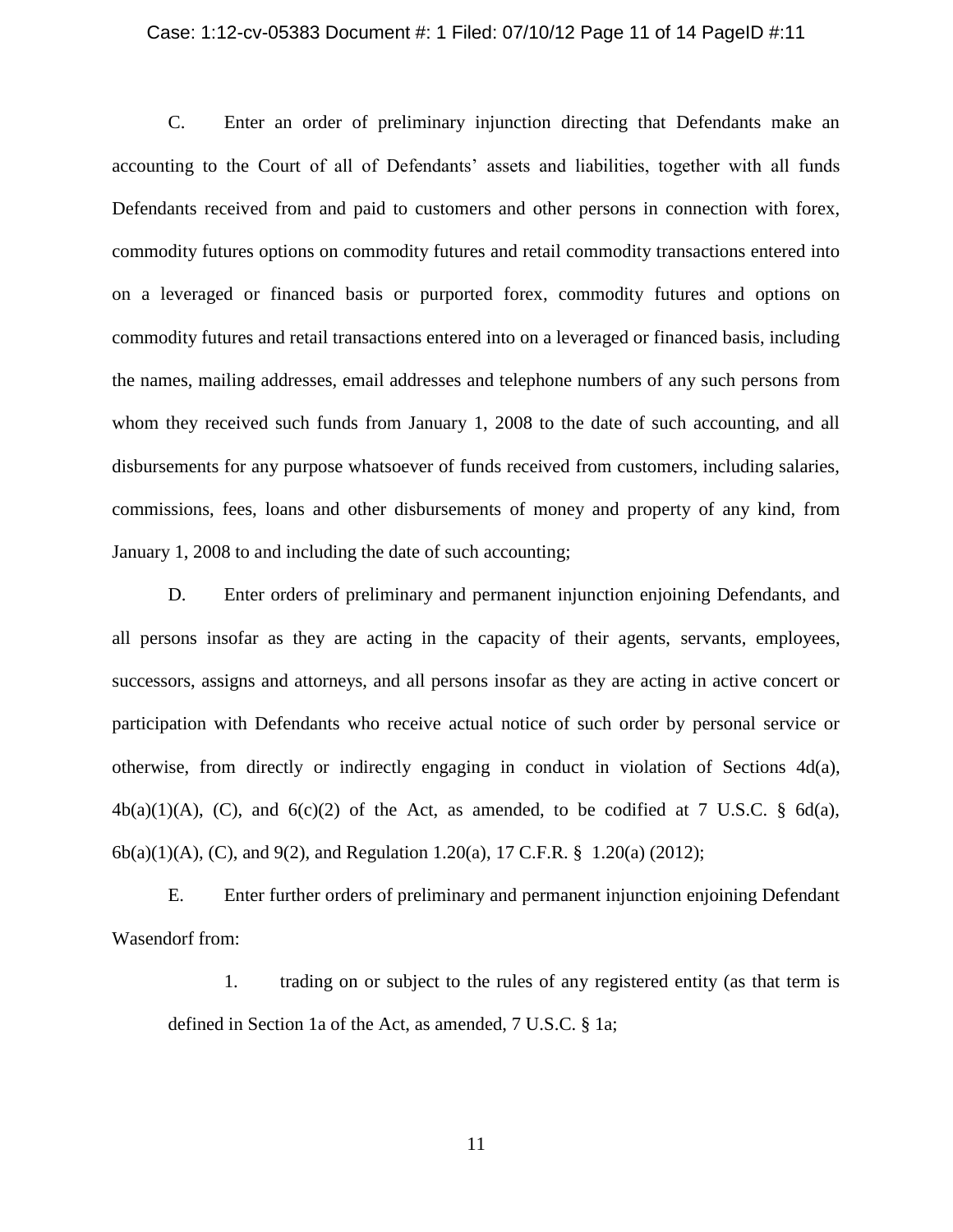C. Enter an order of preliminary injunction directing that Defendants make an accounting to the Court of all of Defendants' assets and liabilities, together with all funds Defendants received from and paid to customers and other persons in connection with forex, commodity futures options on commodity futures and retail commodity transactions entered into on a leveraged or financed basis or purported forex, commodity futures and options on commodity futures and retail transactions entered into on a leveraged or financed basis, including the names, mailing addresses, email addresses and telephone numbers of any such persons from whom they received such funds from January 1, 2008 to the date of such accounting, and all disbursements for any purpose whatsoever of funds received from customers, including salaries, commissions, fees, loans and other disbursements of money and property of any kind, from January 1, 2008 to and including the date of such accounting;

D. Enter orders of preliminary and permanent injunction enjoining Defendants, and all persons insofar as they are acting in the capacity of their agents, servants, employees, successors, assigns and attorneys, and all persons insofar as they are acting in active concert or participation with Defendants who receive actual notice of such order by personal service or otherwise, from directly or indirectly engaging in conduct in violation of Sections 4d(a), 4b(a)(1)(A), (C), and 6(c)(2) of the Act, as amended, to be codified at 7 U.S.C. § 6d(a), 6b(a)(1)(A), (C), and 9(2), and Regulation 1.20(a), 17 C.F.R. § 1.20(a) (2012);

E. Enter further orders of preliminary and permanent injunction enjoining Defendant Wasendorf from:

1. trading on or subject to the rules of any registered entity (as that term is defined in Section 1a of the Act, as amended, 7 U.S.C. § 1a;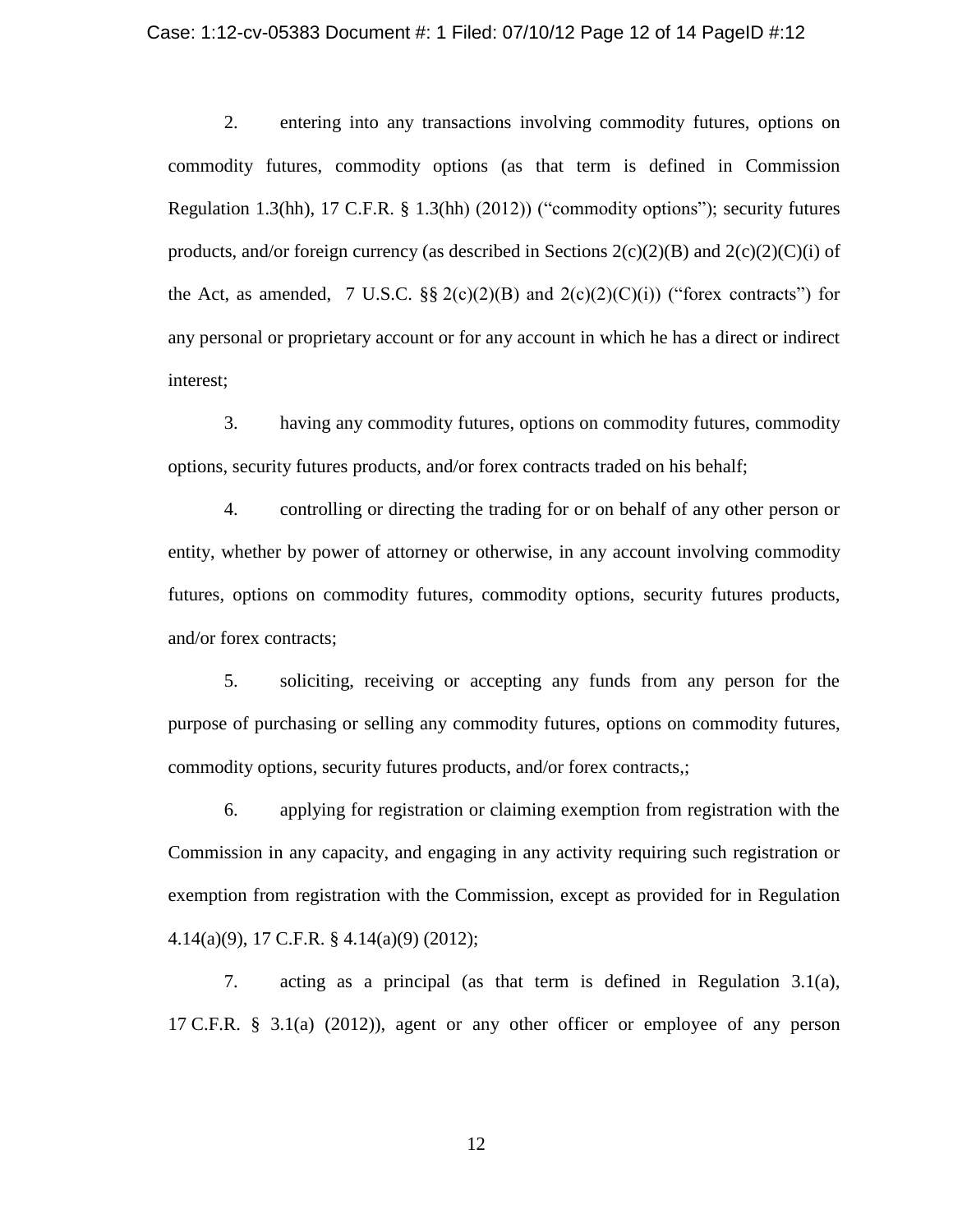2. entering into any transactions involving commodity futures, options on commodity futures, commodity options (as that term is defined in Commission Regulation 1.3(hh), 17 C.F.R. § 1.3(hh) (2012)) ("commodity options"); security futures products, and/or foreign currency (as described in Sections 2(c)(2)(B) and 2(c)(2)(C)(i) of the Act, as amended, 7 U.S.C. §§ 2(c)(2)(B) and 2(c)(2)(C)(i)) ("forex contracts") for any personal or proprietary account or for any account in which he has a direct or indirect interest;

3. having any commodity futures, options on commodity futures, commodity options, security futures products, and/or forex contracts traded on his behalf;

4. controlling or directing the trading for or on behalf of any other person or entity, whether by power of attorney or otherwise, in any account involving commodity futures, options on commodity futures, commodity options, security futures products, and/or forex contracts;

5. soliciting, receiving or accepting any funds from any person for the purpose of purchasing or selling any commodity futures, options on commodity futures, commodity options, security futures products, and/or forex contracts,;

6. applying for registration or claiming exemption from registration with the Commission in any capacity, and engaging in any activity requiring such registration or exemption from registration with the Commission, except as provided for in Regulation 4.14(a)(9), 17 C.F.R. § 4.14(a)(9) (2012);

7. acting as a principal (as that term is defined in Regulation 3.1(a), 17 C.F.R. § 3.1(a) (2012)), agent or any other officer or employee of any person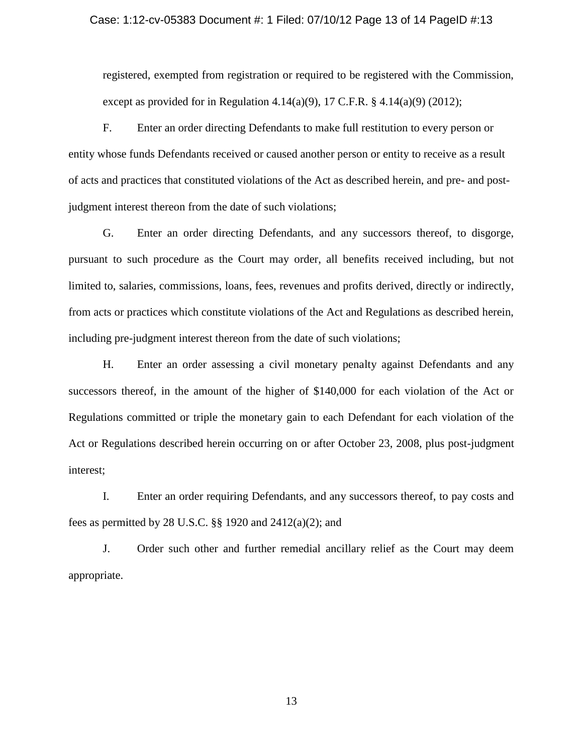registered, exempted from registration or required to be registered with the Commission, except as provided for in Regulation 4.14(a)(9), 17 C.F.R. § 4.14(a)(9) (2012);

F. Enter an order directing Defendants to make full restitution to every person or entity whose funds Defendants received or caused another person or entity to receive as a result of acts and practices that constituted violations of the Act as described herein, and pre- and post-judgment interest thereon from the date of such violations;

G. Enter an order directing Defendants, and any successors thereof, to disgorge, pursuant to such procedure as the Court may order, all benefits received including, but not limited to, salaries, commissions, loans, fees, revenues and profits derived, directly or indirectly, from acts or practices which constitute violations of the Act and Regulations as described herein, including pre-judgment interest thereon from the date of such violations;

H. Enter an order assessing a civil monetary penalty against Defendants and any successors thereof, in the amount of the higher of $140,000 for each violation of the Act or Regulations committed or triple the monetary gain to each Defendant for each violation of the Act or Regulations described herein occurring on or after October 23, 2008, plus post-judgment interest;

I. Enter an order requiring Defendants, and any successors thereof, to pay costs and fees as permitted by 28 U.S.C. §§ 1920 and 2412(a)(2); and

J. Order such other and further remedial ancillary relief as the Court may deem appropriate.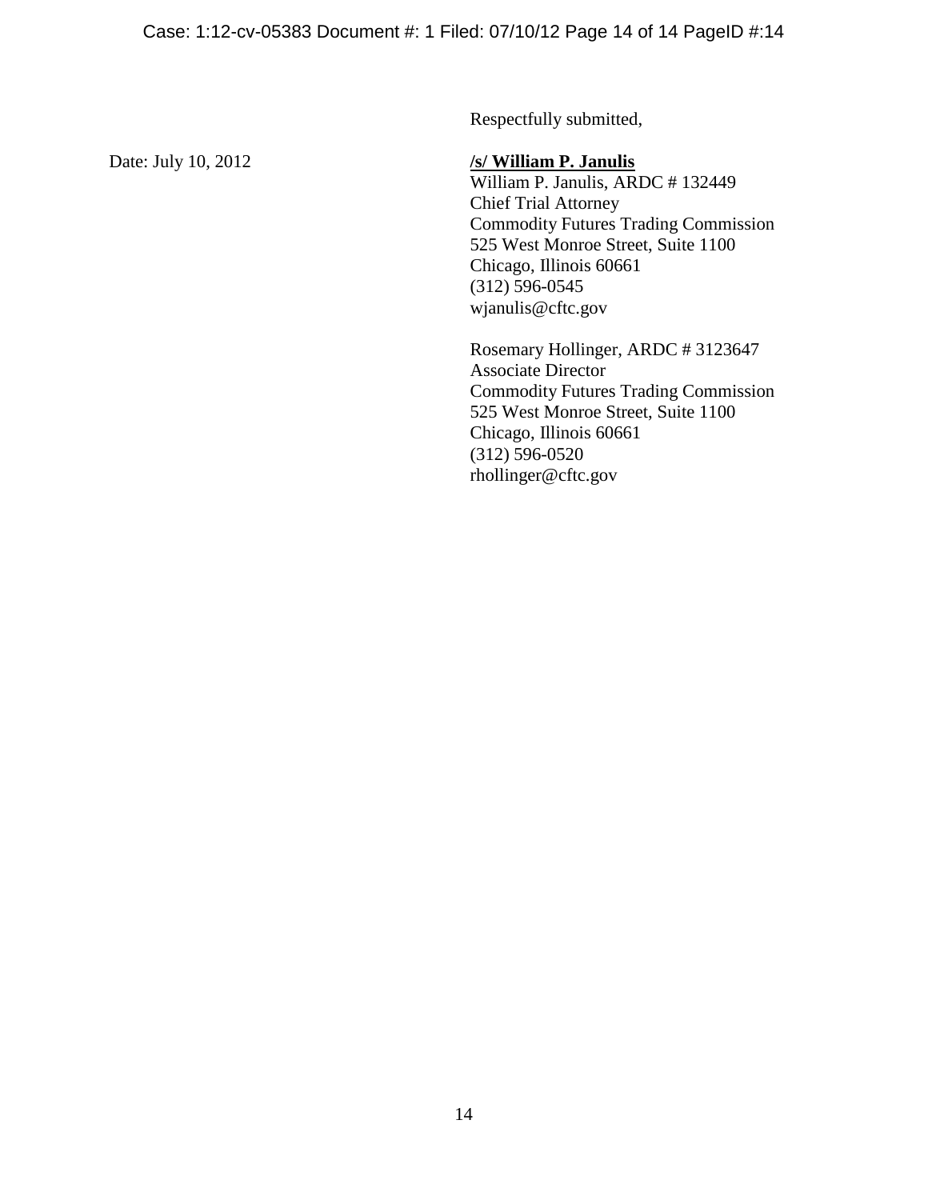Respectfully submitted,

Date: July 10, 2012

**/s/ William P. Janulis**
William P. Janulis, ARDC # 132449
Chief Trial Attorney
Commodity Futures Trading Commission
525 West Monroe Street, Suite 1100
Chicago, Illinois 60661
(312) 596-0545
wjanulis@cftc.gov

Rosemary Hollinger, ARDC # 3123647
Associate Director
Commodity Futures Trading Commission
525 West Monroe Street, Suite 1100
Chicago, Illinois 60661
(312) 596-0520
rhollinger@cftc.gov